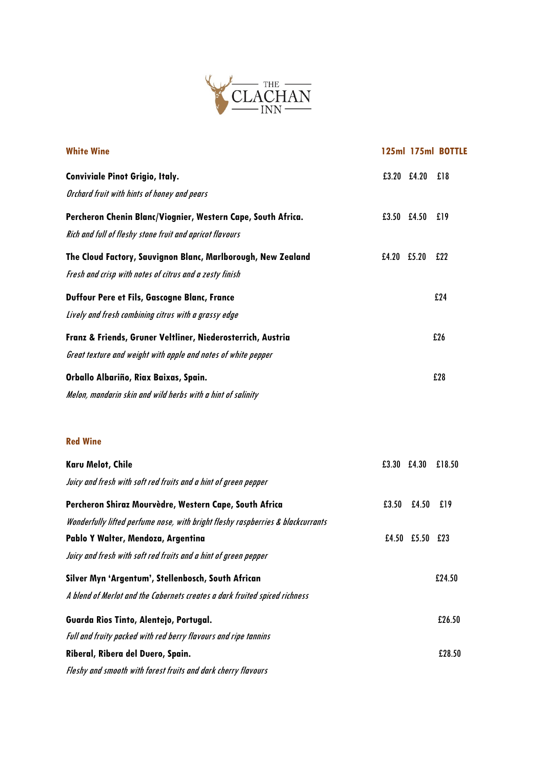# THE CLACHAN INN

| White Wine | 125ml | 175ml | BOTTLE |
|---|---|---|---|
| **Conviviale Pinot Grigio, Italy.**<br>*Orchard fruit with hints of honey and pears* | £3.20 | £4.20 | £18 |
| **Percheron Chenin Blanc/Viognier, Western Cape, South Africa.**<br>*Rich and full of fleshy stone fruit and apricot flavours* | £3.50 | £4.50 | £19 |
| **The Cloud Factory, Sauvignon Blanc, Marlborough, New Zealand**<br>*Fresh and crisp with notes of citrus and a zesty finish* | £4.20 | £5.20 | £22 |
| **Duffour Pere et Fils, Gascogne Blanc, France**<br>*Lively and fresh combining citrus with a grassy edge* | | | £24 |
| **Franz & Friends, Gruner Veltliner, Niederosterrich, Austria**<br>*Great texture and weight with apple and notes of white pepper* | | | £26 |
| **Orballo Albariño, Riax Baixas, Spain.**<br>*Melon, mandarin skin and wild herbs with a hint of salinity* | | | £28 |

| Red Wine | 125ml | 175ml | BOTTLE |
|---|---|---|---|
| **Karu Melot, Chile**<br>*Juicy and fresh with soft red fruits and a hint of green pepper* | £3.30 | £4.30 | £18.50 |
| **Percheron Shiraz Mourvèdre, Western Cape, South Africa**<br>*Wonderfully lifted perfume nose, with bright fleshy raspberries & blackcurrants* | £3.50 | £4.50 | £19 |
| **Pablo Y Walter, Mendoza, Argentina**<br>*Juicy and fresh with soft red fruits and a hint of green pepper* | £4.50 | £5.50 | £23 |
| **Silver Myn 'Argentum', Stellenbosch, South African**<br>*A blend of Merlot and the Cabernets creates a dark fruited spiced richness* | | | £24.50 |
| **Guarda Rios Tinto, Alentejo, Portugal.**<br>*Full and fruity packed with red berry flavours and ripe tannins* | | | £26.50 |
| **Riberal, Ribera del Duero, Spain.**<br>*Fleshy and smooth with forest fruits and dark cherry flavours* | | | £28.50 |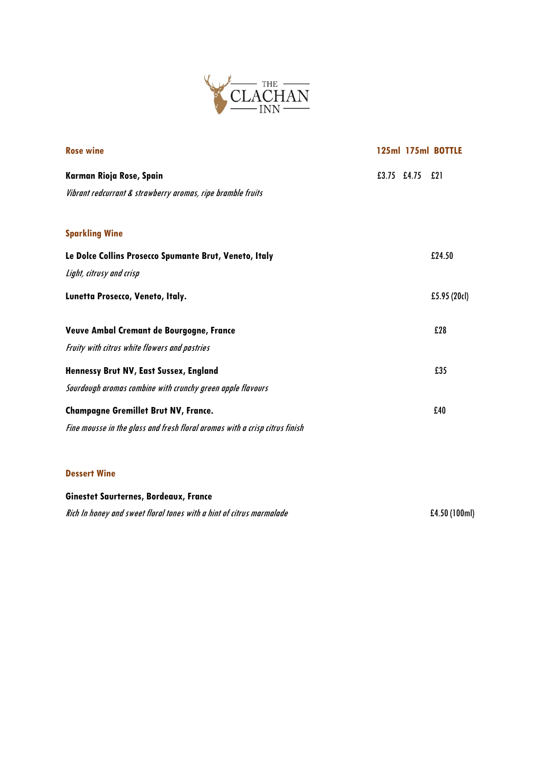THE CLACHAN INN

| Rose wine | 125ml | 175ml | BOTTLE |
|---|---|---|---|
| **Karman Rioja Rose, Spain**<br>*Vibrant redcurrant & strawberry aromas, ripe bramble fruits* | £3.75 | £4.75 | £21 |

## Sparkling Wine

**Le Dolce Collins Prosecco Spumante Brut, Veneto, Italy** — £24.50

*Light, citrusy and crisp*

**Lunetta Prosecco, Veneto, Italy.** — £5.95 (20cl)

**Veuve Ambal Cremant de Bourgogne, France** — £28

*Fruity with citrus white flowers and pastries*

**Hennessy Brut NV, East Sussex, England** — £35

*Sourdough aromas combine with crunchy green apple flavours*

**Champagne Gremillet Brut NV, France.** — £40

*Fine mousse in the glass and fresh floral aromas with a crisp citrus finish*

## Dessert Wine

**Ginestet Sauternes, Bordeaux, France**

*Rich In honey and sweet floral tones with a hint of citrus marmalade* — £4.50 (100ml)